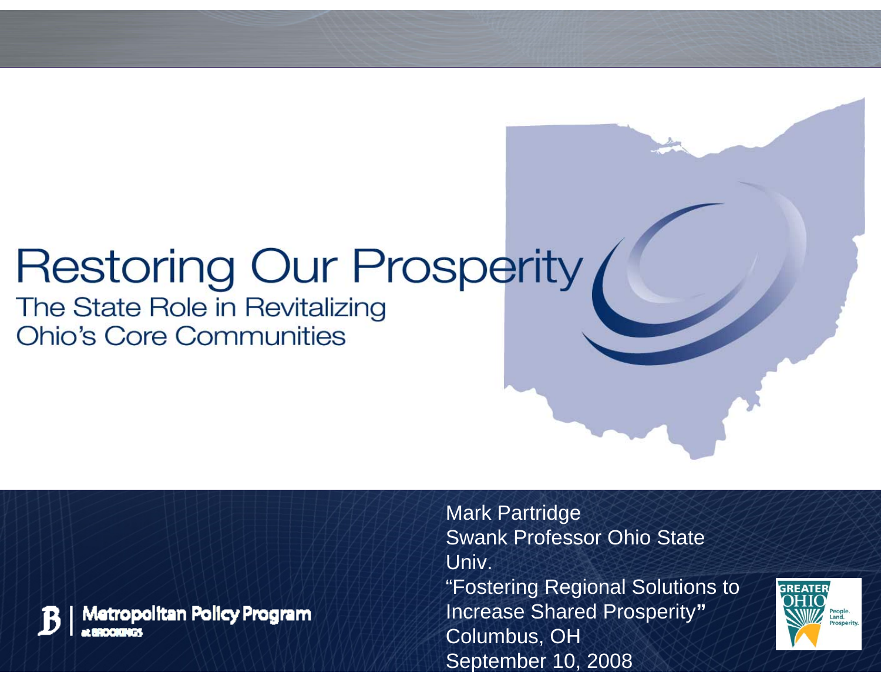# Restoring Our Prosperity

## The State Role in Revitalizing Ohio's Core Communities

Mark Partridge
Swank Professor Ohio State Univ.
"Fostering Regional Solutions to Increase Shared Prosperity"
Columbus, OH
September 10, 2008

Metropolitan Policy Program at BROOKINGS

GREATER OHIO People. Land. Prosperity.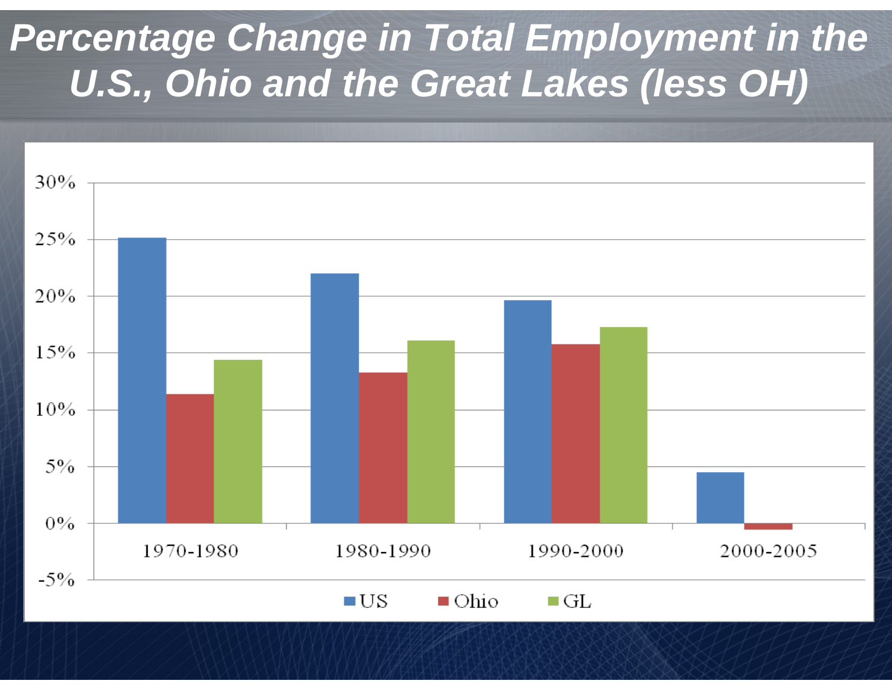# Percentage Change in Total Employment in the U.S., Ohio and the Great Lakes (less OH)

| | US | Ohio | GL |
|---|---|---|---|
| 1970-1980 | 25.1% | 11.4% | 14.4% |
| 1980-1990 | 22.0% | 13.3% | 16.1% |
| 1990-2000 | 19.6% | 15.8% | 17.3% |
| 2000-2005 | 4.5% | -0.5% | |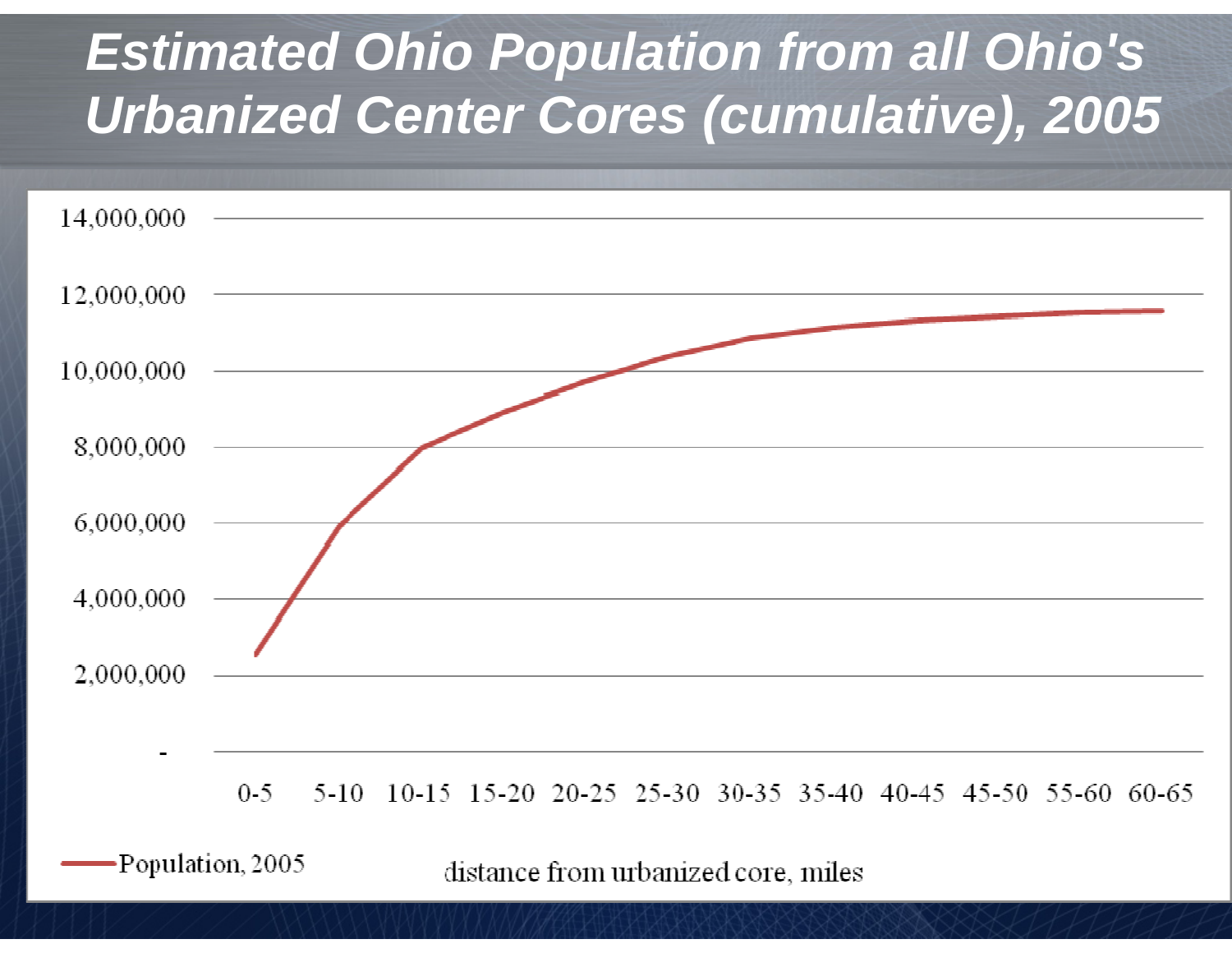# Estimated Ohio Population from all Ohio's Urbanized Center Cores (cumulative), 2005

14,000,000
12,000,000
10,000,000
8,000,000
6,000,000
4,000,000
2,000,000
-

0-5 5-10 10-15 15-20 20-25 25-30 30-35 35-40 40-45 45-50 55-60 60-65

Population, 2005

distance from urbanized core, miles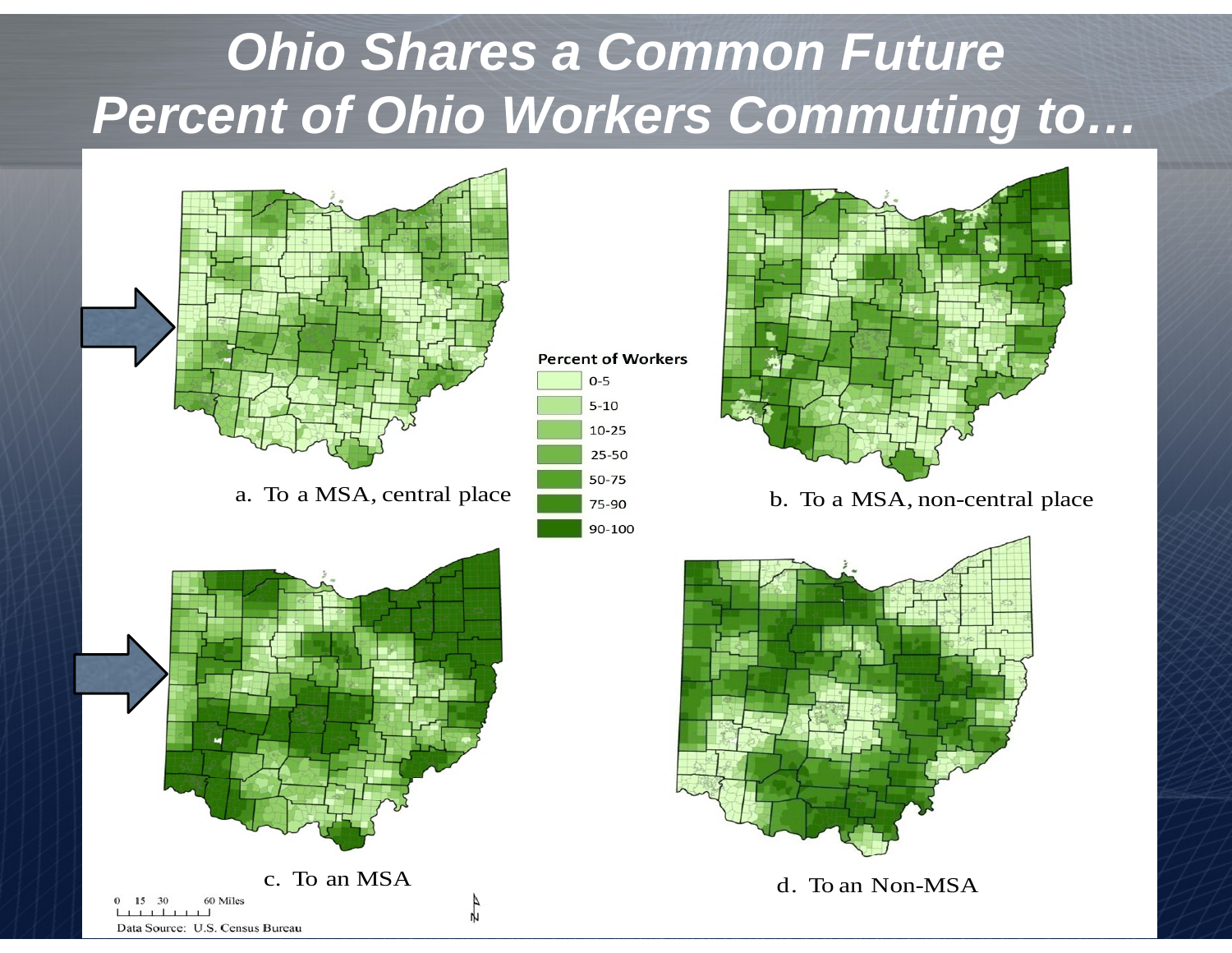# *Ohio Shares a Common Future*
# *Percent of Ohio Workers Commuting to…*

**Percent of Workers**

- 0-5
- 5-10
- 10-25
- 25-50
- 50-75
- 75-90
- 90-100

a. To a MSA, central place

b. To a MSA, non-central place

c. To an MSA

d. To an Non-MSA

0 15 30 60 Miles

Data Source: U.S. Census Bureau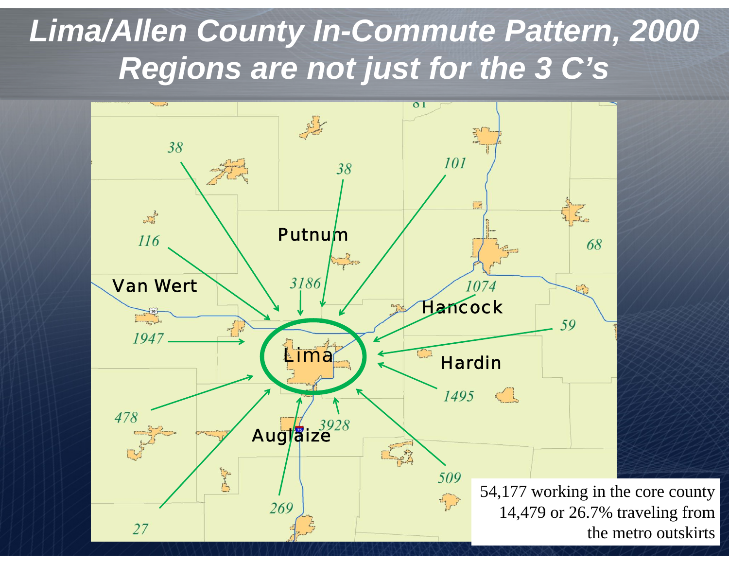# *Lima/Allen County In-Commute Pattern, 2000*
# *Regions are not just for the 3 C's*

Putnum

Van Wert

Hancock

Hardin

Lima

Auglaize

38

38

101

116

68

3186

1074

59

1947

1495

478

3928

509

269

27

54,177 working in the core county
14,479 or 26.7% traveling from the metro outskirts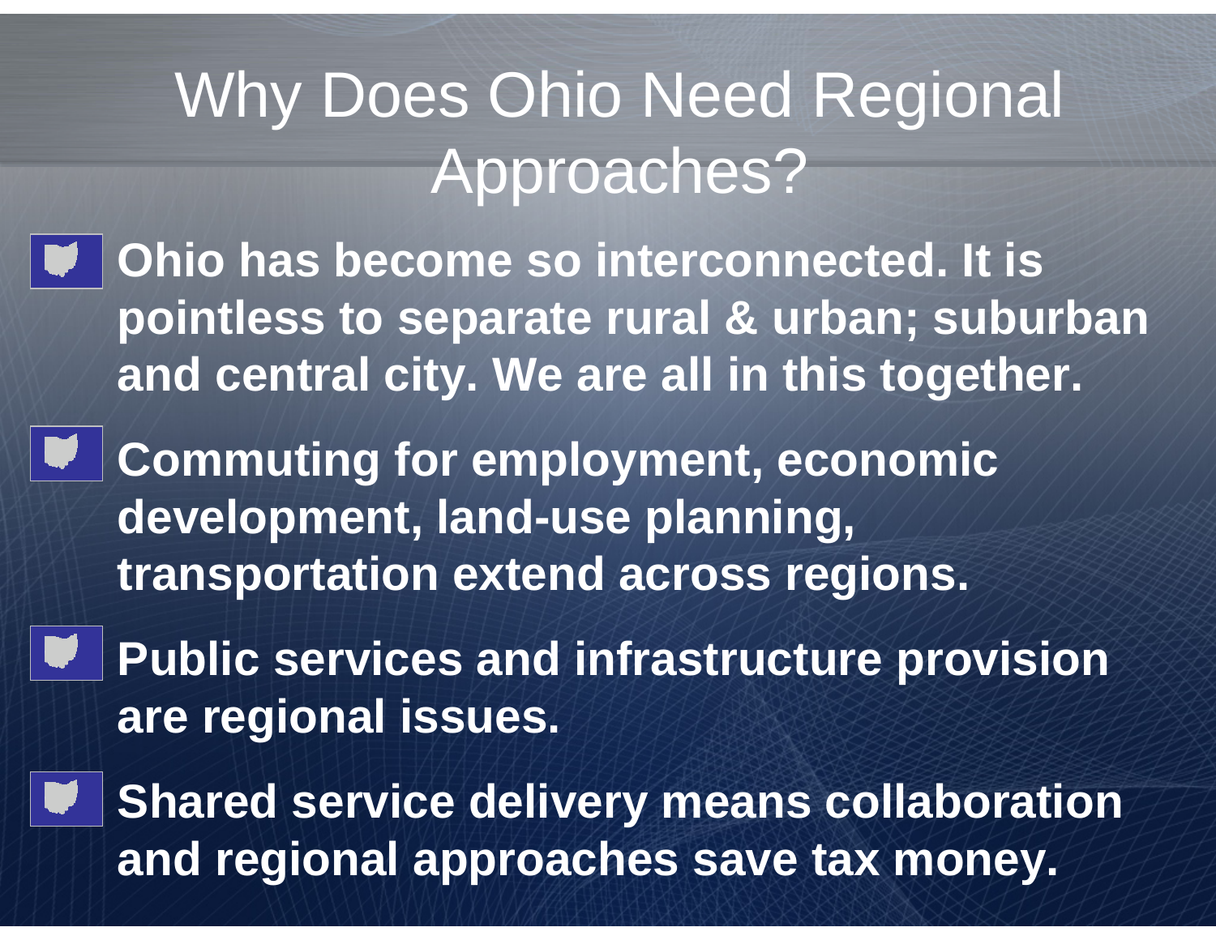# Why Does Ohio Need Regional Approaches?

- **Ohio has become so interconnected. It is pointless to separate rural & urban; suburban and central city. We are all in this together.**
- **Commuting for employment, economic development, land-use planning, transportation extend across regions.**
- **Public services and infrastructure provision are regional issues.**
- **Shared service delivery means collaboration and regional approaches save tax money.**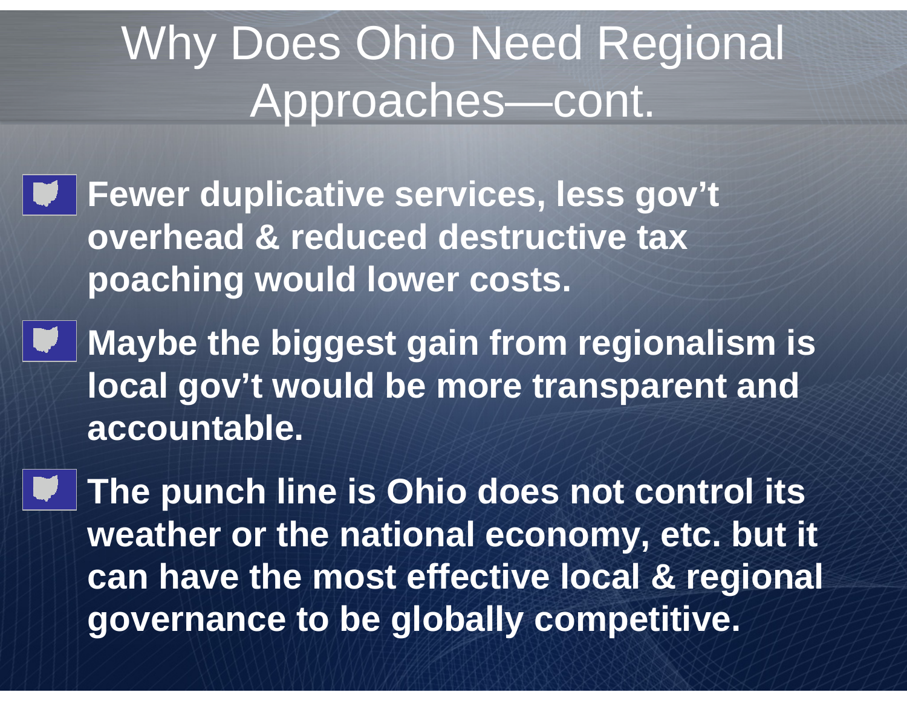# Why Does Ohio Need Regional Approaches—cont.

- **Fewer duplicative services, less gov't overhead & reduced destructive tax poaching would lower costs.**
- **Maybe the biggest gain from regionalism is local gov't would be more transparent and accountable.**
- **The punch line is Ohio does not control its weather or the national economy, etc. but it can have the most effective local & regional governance to be globally competitive.**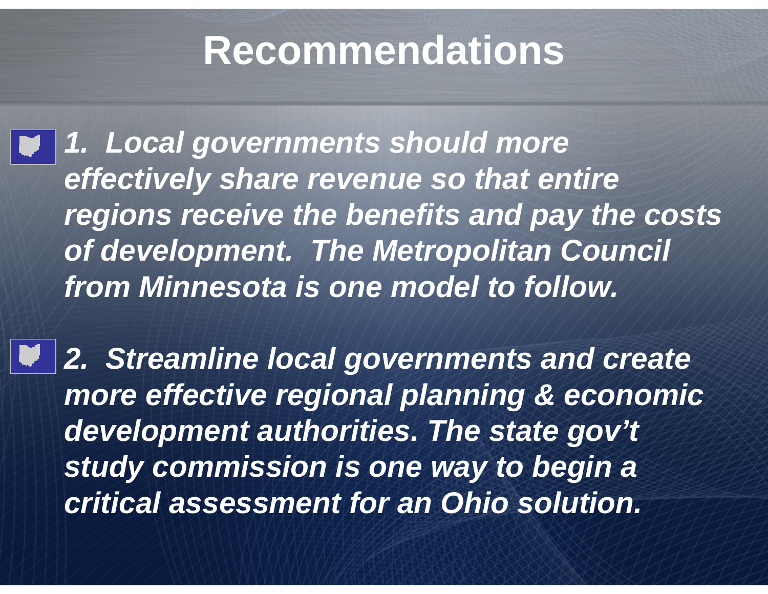# Recommendations

- ***1. Local governments should more effectively share revenue so that entire regions receive the benefits and pay the costs of development. The Metropolitan Council from Minnesota is one model to follow.***

- ***2. Streamline local governments and create more effective regional planning & economic development authorities. The state gov't study commission is one way to begin a critical assessment for an Ohio solution.***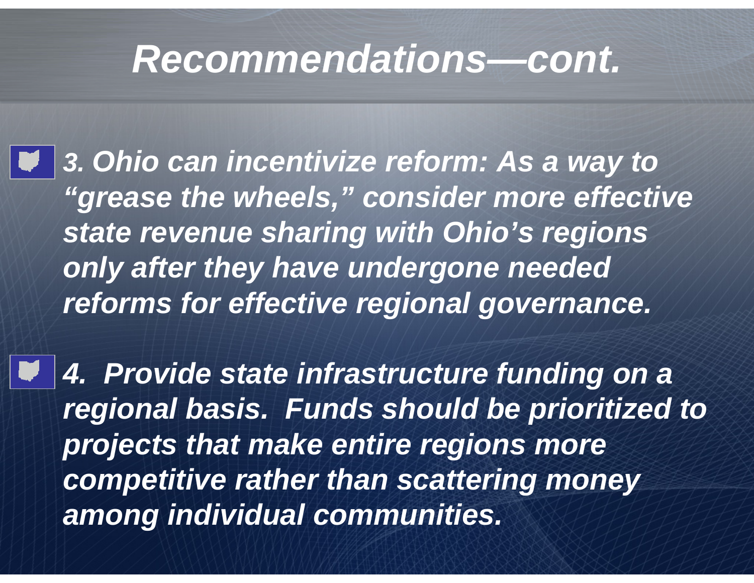# Recommendations—cont.

- *3. Ohio can incentivize reform: As a way to "grease the wheels," consider more effective state revenue sharing with Ohio's regions only after they have undergone needed reforms for effective regional governance.*
- *4. Provide state infrastructure funding on a regional basis. Funds should be prioritized to projects that make entire regions more competitive rather than scattering money among individual communities.*